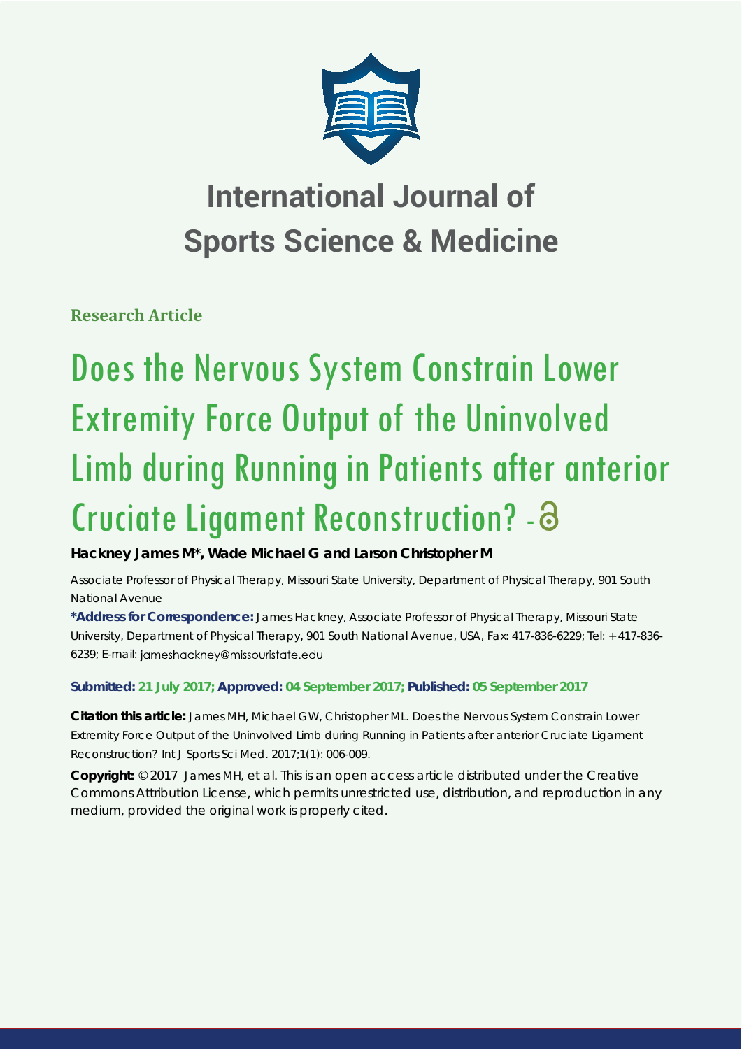# International Journal of Sports Science & Medicine

**Research Article**

# Does the Nervous System Constrain Lower Extremity Force Output of the Uninvolved Limb during Running in Patients after anterior Cruciate Ligament Reconstruction?

**Hackney James M*, Wade Michael G and Larson Christopher M**

Associate Professor of Physical Therapy, Missouri State University, Department of Physical Therapy, 901 South National Avenue

**\*Address for Correspondence:** James Hackney, Associate Professor of Physical Therapy, Missouri State University, Department of Physical Therapy, 901 South National Avenue, USA, Fax: 417-836-6229; Tel: +417-836-6239; E-mail: jameshackney@missouristate.edu

**Submitted: 21 July 2017; Approved: 04 September 2017; Published: 05 September 2017**

**Citation this article:** James MH, Michael GW, Christopher ML. Does the Nervous System Constrain Lower Extremity Force Output of the Uninvolved Limb during Running in Patients after anterior Cruciate Ligament Reconstruction? Int J Sports Sci Med. 2017;1(1): 006-009.

**Copyright:** © 2017 James MH, et al. This is an open access article distributed under the Creative Commons Attribution License, which permits unrestricted use, distribution, and reproduction in any medium, provided the original work is properly cited.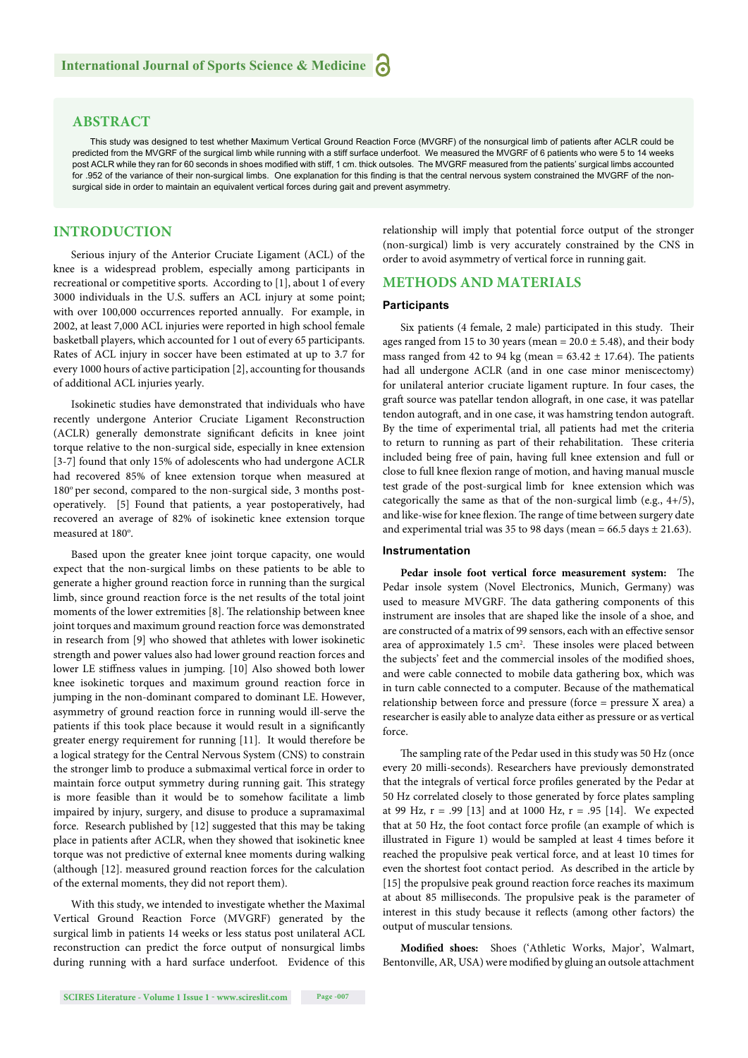## ABSTRACT

This study was designed to test whether Maximum Vertical Ground Reaction Force (MVGRF) of the nonsurgical limb of patients after ACLR could be predicted from the MVGRF of the surgical limb while running with a stiff surface underfoot. We measured the MVGRF of 6 patients who were 5 to 14 weeks post ACLR while they ran for 60 seconds in shoes modified with stiff, 1 cm. thick outsoles. The MVGRF measured from the patients' surgical limbs accounted for .952 of the variance of their non-surgical limbs. One explanation for this finding is that the central nervous system constrained the MVGRF of the non-surgical side in order to maintain an equivalent vertical forces during gait and prevent asymmetry.

## INTRODUCTION

Serious injury of the Anterior Cruciate Ligament (ACL) of the knee is a widespread problem, especially among participants in recreational or competitive sports. According to [1], about 1 of every 3000 individuals in the U.S. suffers an ACL injury at some point; with over 100,000 occurrences reported annually. For example, in 2002, at least 7,000 ACL injuries were reported in high school female basketball players, which accounted for 1 out of every 65 participants. Rates of ACL injury in soccer have been estimated at up to 3.7 for every 1000 hours of active participation [2], accounting for thousands of additional ACL injuries yearly.

Isokinetic studies have demonstrated that individuals who have recently undergone Anterior Cruciate Ligament Reconstruction (ACLR) generally demonstrate significant deficits in knee joint torque relative to the non-surgical side, especially in knee extension [3-7] found that only 15% of adolescents who had undergone ACLR had recovered 85% of knee extension torque when measured at 180º per second, compared to the non-surgical side, 3 months post-operatively. [5] Found that patients, a year postoperatively, had recovered an average of 82% of isokinetic knee extension torque measured at 180º.

Based upon the greater knee joint torque capacity, one would expect that the non-surgical limbs on these patients to be able to generate a higher ground reaction force in running than the surgical limb, since ground reaction force is the net results of the total joint moments of the lower extremities [8]. The relationship between knee joint torques and maximum ground reaction force was demonstrated in research from [9] who showed that athletes with lower isokinetic strength and power values also had lower ground reaction forces and lower LE stiffness values in jumping. [10] Also showed both lower knee isokinetic torques and maximum ground reaction force in jumping in the non-dominant compared to dominant LE. However, asymmetry of ground reaction force in running would ill-serve the patients if this took place because it would result in a significantly greater energy requirement for running [11]. It would therefore be a logical strategy for the Central Nervous System (CNS) to constrain the stronger limb to produce a submaximal vertical force in order to maintain force output symmetry during running gait. This strategy is more feasible than it would be to somehow facilitate a limb impaired by injury, surgery, and disuse to produce a supramaximal force. Research published by [12] suggested that this may be taking place in patients after ACLR, when they showed that isokinetic knee torque was not predictive of external knee moments during walking (although [12]. measured ground reaction forces for the calculation of the external moments, they did not report them).

With this study, we intended to investigate whether the Maximal Vertical Ground Reaction Force (MVGRF) generated by the surgical limb in patients 14 weeks or less status post unilateral ACL reconstruction can predict the force output of nonsurgical limbs during running with a hard surface underfoot. Evidence of this relationship will imply that potential force output of the stronger (non-surgical) limb is very accurately constrained by the CNS in order to avoid asymmetry of vertical force in running gait.

## METHODS AND MATERIALS

### Participants

Six patients (4 female, 2 male) participated in this study. Their ages ranged from 15 to 30 years (mean = 20.0 ± 5.48), and their body mass ranged from 42 to 94 kg (mean = 63.42 ± 17.64). The patients had all undergone ACLR (and in one case minor meniscectomy) for unilateral anterior cruciate ligament rupture. In four cases, the graft source was patellar tendon allograft, in one case, it was patellar tendon autograft, and in one case, it was hamstring tendon autograft. By the time of experimental trial, all patients had met the criteria to return to running as part of their rehabilitation. These criteria included being free of pain, having full knee extension and full or close to full knee flexion range of motion, and having manual muscle test grade of the post-surgical limb for knee extension which was categorically the same as that of the non-surgical limb (e.g., 4+/5), and like-wise for knee flexion. The range of time between surgery date and experimental trial was 35 to 98 days (mean = 66.5 days ± 21.63).

### Instrumentation

**Pedar insole foot vertical force measurement system:** The Pedar insole system (Novel Electronics, Munich, Germany) was used to measure MVGRF. The data gathering components of this instrument are insoles that are shaped like the insole of a shoe, and are constructed of a matrix of 99 sensors, each with an effective sensor area of approximately 1.5 cm$^2$. These insoles were placed between the subjects' feet and the commercial insoles of the modified shoes, and were cable connected to mobile data gathering box, which was in turn cable connected to a computer. Because of the mathematical relationship between force and pressure (force = pressure X area) a researcher is easily able to analyze data either as pressure or as vertical force.

The sampling rate of the Pedar used in this study was 50 Hz (once every 20 milli-seconds). Researchers have previously demonstrated that the integrals of vertical force profiles generated by the Pedar at 50 Hz correlated closely to those generated by force plates sampling at 99 Hz, r = .99 [13] and at 1000 Hz, r = .95 [14]. We expected that at 50 Hz, the foot contact force profile (an example of which is illustrated in Figure 1) would be sampled at least 4 times before it reached the propulsive peak vertical force, and at least 10 times for even the shortest foot contact period. As described in the article by [15] the propulsive peak ground reaction force reaches its maximum at about 85 milliseconds. The propulsive peak is the parameter of interest in this study because it reflects (among other factors) the output of muscular tensions.

**Modified shoes:** Shoes ('Athletic Works, Major', Walmart, Bentonville, AR, USA) were modified by gluing an outsole attachment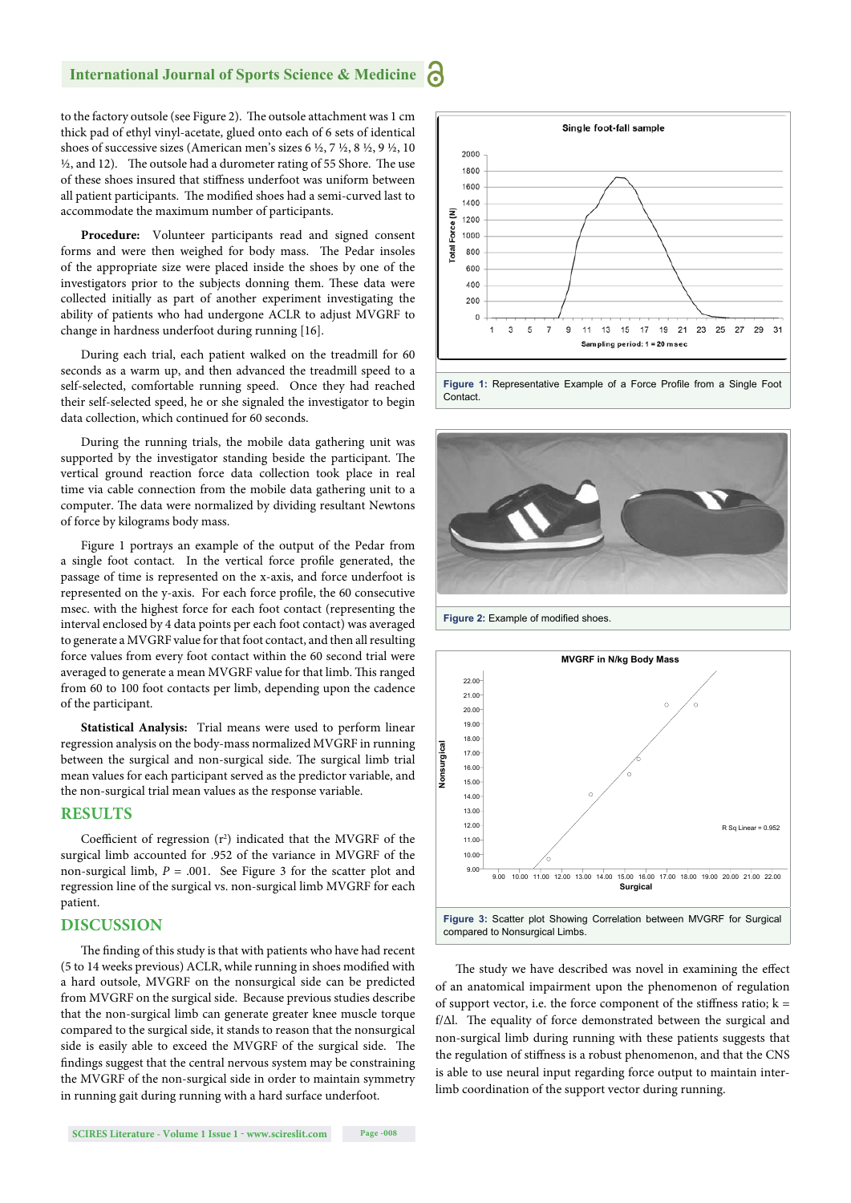to the factory outsole (see Figure 2). The outsole attachment was 1 cm thick pad of ethyl vinyl-acetate, glued onto each of 6 sets of identical shoes of successive sizes (American men's sizes 6 ½, 7 ½, 8 ½, 9 ½, 10 ½, and 12). The outsole had a durometer rating of 55 Shore. The use of these shoes insured that stiffness underfoot was uniform between all patient participants. The modified shoes had a semi-curved last to accommodate the maximum number of participants.

**Procedure:** Volunteer participants read and signed consent forms and were then weighed for body mass. The Pedar insoles of the appropriate size were placed inside the shoes by one of the investigators prior to the subjects donning them. These data were collected initially as part of another experiment investigating the ability of patients who had undergone ACLR to adjust MVGRF to change in hardness underfoot during running [16].

During each trial, each patient walked on the treadmill for 60 seconds as a warm up, and then advanced the treadmill speed to a self-selected, comfortable running speed. Once they had reached their self-selected speed, he or she signaled the investigator to begin data collection, which continued for 60 seconds.

During the running trials, the mobile data gathering unit was supported by the investigator standing beside the participant. The vertical ground reaction force data collection took place in real time via cable connection from the mobile data gathering unit to a computer. The data were normalized by dividing resultant Newtons of force by kilograms body mass.

Figure 1 portrays an example of the output of the Pedar from a single foot contact. In the vertical force profile generated, the passage of time is represented on the x-axis, and force underfoot is represented on the y-axis. For each force profile, the 60 consecutive msec. with the highest force for each foot contact (representing the interval enclosed by 4 data points per each foot contact) was averaged to generate a MVGRF value for that foot contact, and then all resulting force values from every foot contact within the 60 second trial were averaged to generate a mean MVGRF value for that limb. This ranged from 60 to 100 foot contacts per limb, depending upon the cadence of the participant.

**Statistical Analysis:** Trial means were used to perform linear regression analysis on the body-mass normalized MVGRF in running between the surgical and non-surgical side. The surgical limb trial mean values for each participant served as the predictor variable, and the non-surgical trial mean values as the response variable.

**Figure 1:** Representative Example of a Force Profile from a Single Foot Contact.

**Figure 2:** Example of modified shoes.

**Figure 3:** Scatter plot Showing Correlation between MVGRF for Surgical compared to Nonsurgical Limbs.

## RESULTS

Coefficient of regression ($r^2$) indicated that the MVGRF of the surgical limb accounted for .952 of the variance in MVGRF of the non-surgical limb, $P = .001$. See Figure 3 for the scatter plot and regression line of the surgical vs. non-surgical limb MVGRF for each patient.

## DISCUSSION

The finding of this study is that with patients who have had recent (5 to 14 weeks previous) ACLR, while running in shoes modified with a hard outsole, MVGRF on the nonsurgical side can be predicted from MVGRF on the surgical side. Because previous studies describe that the non-surgical limb can generate greater knee muscle torque compared to the surgical side, it stands to reason that the nonsurgical side is easily able to exceed the MVGRF of the surgical side. The findings suggest that the central nervous system may be constraining the MVGRF of the non-surgical side in order to maintain symmetry in running gait during running with a hard surface underfoot.

The study we have described was novel in examining the effect of an anatomical impairment upon the phenomenon of regulation of support vector, i.e. the force component of the stiffness ratio; $k = f/\Delta l$. The equality of force demonstrated between the surgical and non-surgical limb during running with these patients suggests that the regulation of stiffness is a robust phenomenon, and that the CNS is able to use neural input regarding force output to maintain inter-limb coordination of the support vector during running.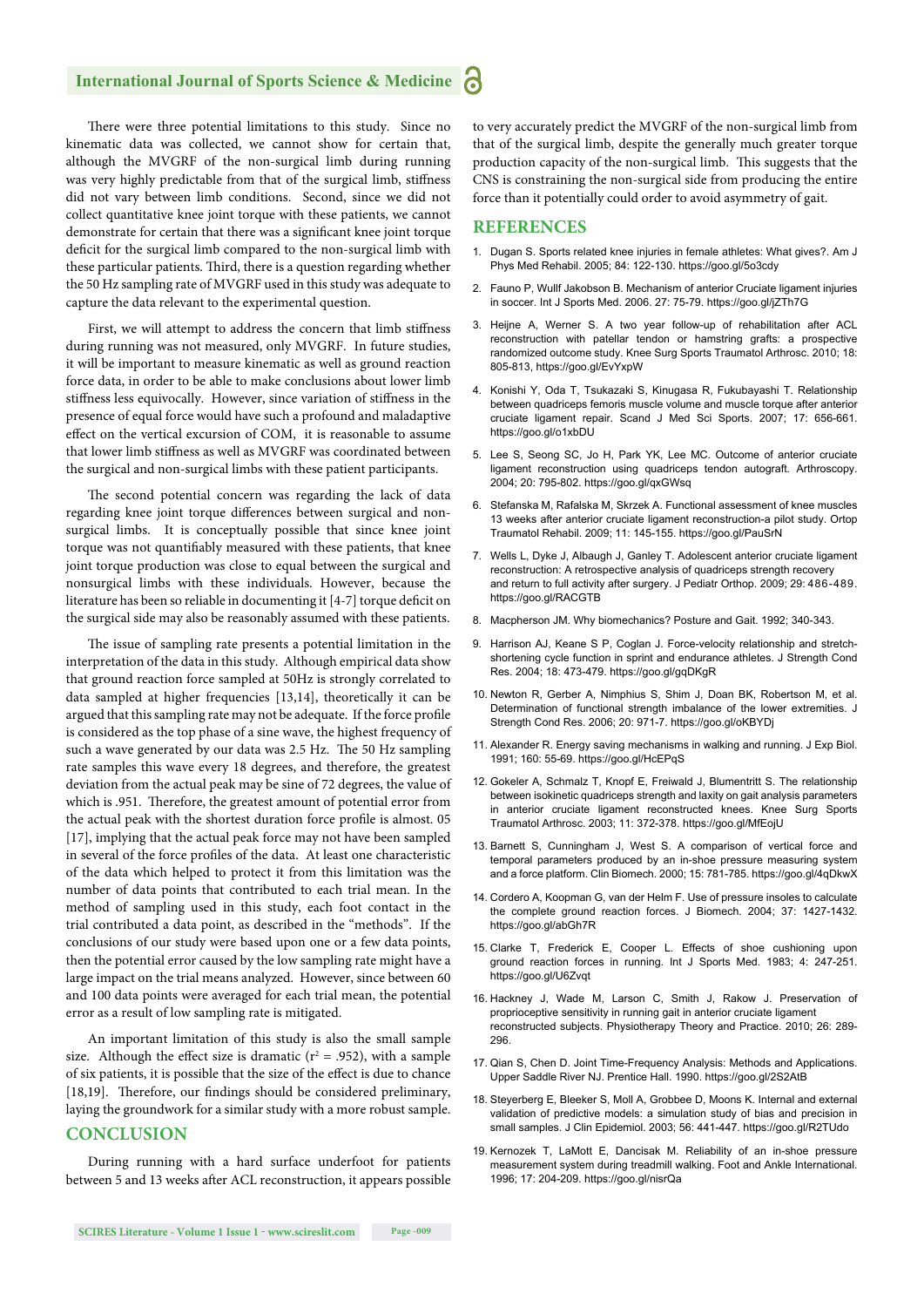There were three potential limitations to this study. Since no kinematic data was collected, we cannot show for certain that, although the MVGRF of the non-surgical limb during running was very highly predictable from that of the surgical limb, stiffness did not vary between limb conditions. Second, since we did not collect quantitative knee joint torque with these patients, we cannot demonstrate for certain that there was a significant knee joint torque deficit for the surgical limb compared to the non-surgical limb with these particular patients. Third, there is a question regarding whether the 50 Hz sampling rate of MVGRF used in this study was adequate to capture the data relevant to the experimental question.

First, we will attempt to address the concern that limb stiffness during running was not measured, only MVGRF. In future studies, it will be important to measure kinematic as well as ground reaction force data, in order to be able to make conclusions about lower limb stiffness less equivocally. However, since variation of stiffness in the presence of equal force would have such a profound and maladaptive effect on the vertical excursion of COM, it is reasonable to assume that lower limb stiffness as well as MVGRF was coordinated between the surgical and non-surgical limbs with these patient participants.

The second potential concern was regarding the lack of data regarding knee joint torque differences between surgical and non-surgical limbs. It is conceptually possible that since knee joint torque was not quantifiably measured with these patients, that knee joint torque production was close to equal between the surgical and nonsurgical limbs with these individuals. However, because the literature has been so reliable in documenting it [4-7] torque deficit on the surgical side may also be reasonably assumed with these patients.

The issue of sampling rate presents a potential limitation in the interpretation of the data in this study. Although empirical data show that ground reaction force sampled at 50Hz is strongly correlated to data sampled at higher frequencies [13,14], theoretically it can be argued that this sampling rate may not be adequate. If the force profile is considered as the top phase of a sine wave, the highest frequency of such a wave generated by our data was 2.5 Hz. The 50 Hz sampling rate samples this wave every 18 degrees, and therefore, the greatest deviation from the actual peak may be sine of 72 degrees, the value of which is .951. Therefore, the greatest amount of potential error from the actual peak with the shortest duration force profile is almost. 05 [17], implying that the actual peak force may not have been sampled in several of the force profiles of the data. At least one characteristic of the data which helped to protect it from this limitation was the number of data points that contributed to each trial mean. In the method of sampling used in this study, each foot contact in the trial contributed a data point, as described in the "methods". If the conclusions of our study were based upon one or a few data points, then the potential error caused by the low sampling rate might have a large impact on the trial means analyzed. However, since between 60 and 100 data points were averaged for each trial mean, the potential error as a result of low sampling rate is mitigated.

An important limitation of this study is also the small sample size. Although the effect size is dramatic ($r^2$ = .952), with a sample of six patients, it is possible that the size of the effect is due to chance [18,19]. Therefore, our findings should be considered preliminary, laying the groundwork for a similar study with a more robust sample.

## CONCLUSION

During running with a hard surface underfoot for patients between 5 and 13 weeks after ACL reconstruction, it appears possible to very accurately predict the MVGRF of the non-surgical limb from that of the surgical limb, despite the generally much greater torque production capacity of the non-surgical limb. This suggests that the CNS is constraining the non-surgical side from producing the entire force than it potentially could order to avoid asymmetry of gait.

## REFERENCES

1. Dugan S. Sports related knee injuries in female athletes: What gives?. Am J Phys Med Rehabil. 2005; 84: 122-130. https://goo.gl/5o3cdy
2. Fauno P, Wulff Jakobson B. Mechanism of anterior Cruciate ligament injuries in soccer. Int J Sports Med. 2006. 27: 75-79. https://goo.gl/jZTh7G
3. Heijne A, Werner S. A two year follow-up of rehabilitation after ACL reconstruction with patellar tendon or hamstring grafts: a prospective randomized outcome study. Knee Surg Sports Traumatol Arthrosc. 2010; 18: 805-813, https://goo.gl/EvYxpW
4. Konishi Y, Oda T, Tsukazaki S, Kinugasa R, Fukubayashi T. Relationship between quadriceps femoris muscle volume and muscle torque after anterior cruciate ligament repair. Scand J Med Sci Sports. 2007; 17: 656-661. https://goo.gl/o1xbDU
5. Lee S, Seong SC, Jo H, Park YK, Lee MC. Outcome of anterior cruciate ligament reconstruction using quadriceps tendon autograft. Arthroscopy. 2004; 20: 795-802. https://goo.gl/qxGWsq
6. Stefanska M, Rafalska M, Skrzek A. Functional assessment of knee muscles 13 weeks after anterior cruciate ligament reconstruction-a pilot study. Ortop Traumatol Rehabil. 2009; 11: 145-155. https://goo.gl/PauSrN
7. Wells L, Dyke J, Albaugh J, Ganley T. Adolescent anterior cruciate ligament reconstruction: A retrospective analysis of quadriceps strength recovery and return to full activity after surgery. J Pediatr Orthop. 2009; 29: 486-489. https://goo.gl/RACGTB
8. Macpherson JM. Why biomechanics? Posture and Gait. 1992; 340-343.
9. Harrison AJ, Keane S P, Coglan J. Force-velocity relationship and stretch-shortening cycle function in sprint and endurance athletes. J Strength Cond Res. 2004; 18: 473-479. https://goo.gl/gqDKgR
10. Newton R, Gerber A, Nimphius S, Shim J, Doan BK, Robertson M, et al. Determination of functional strength imbalance of the lower extremities. J Strength Cond Res. 2006; 20: 971-7. https://goo.gl/oKBYDj
11. Alexander R. Energy saving mechanisms in walking and running. J Exp Biol. 1991; 160: 55-69. https://goo.gl/HcEPqS
12. Gokeler A, Schmalz T, Knopf E, Freiwald J, Blumentritt S. The relationship between isokinetic quadriceps strength and laxity on gait analysis parameters in anterior cruciate ligament reconstructed knees. Knee Surg Sports Traumatol Arthrosc. 2003; 11: 372-378. https://goo.gl/MfEojU
13. Barnett S, Cunningham J, West S. A comparison of vertical force and temporal parameters produced by an in-shoe pressure measuring system and a force platform. Clin Biomech. 2000; 15: 781-785. https://goo.gl/4qDkwX
14. Cordero A, Koopman G, van der Helm F. Use of pressure insoles to calculate the complete ground reaction forces. J Biomech. 2004; 37: 1427-1432. https://goo.gl/abGh7R
15. Clarke T, Frederick E, Cooper L. Effects of shoe cushioning upon ground reaction forces in running. Int J Sports Med. 1983; 4: 247-251. https://goo.gl/U6Zvqt
16. Hackney J, Wade M, Larson C, Smith J, Rakow J. Preservation of proprioceptive sensitivity in running gait in anterior cruciate ligament reconstructed subjects. Physiotherapy Theory and Practice. 2010; 26: 289-296.
17. Qian S, Chen D. Joint Time-Frequency Analysis: Methods and Applications. Upper Saddle River NJ. Prentice Hall. 1990. https://goo.gl/2S2AtB
18. Steyerberg E, Bleeker S, Moll A, Grobbee D, Moons K. Internal and external validation of predictive models: a simulation study of bias and precision in small samples. J Clin Epidemiol. 2003; 56: 441-447. https://goo.gl/R2TUdo
19. Kernozek T, LaMott E, Dancisak M. Reliability of an in-shoe pressure measurement system during treadmill walking. Foot and Ankle International. 1996; 17: 204-209. https://goo.gl/nisrQa